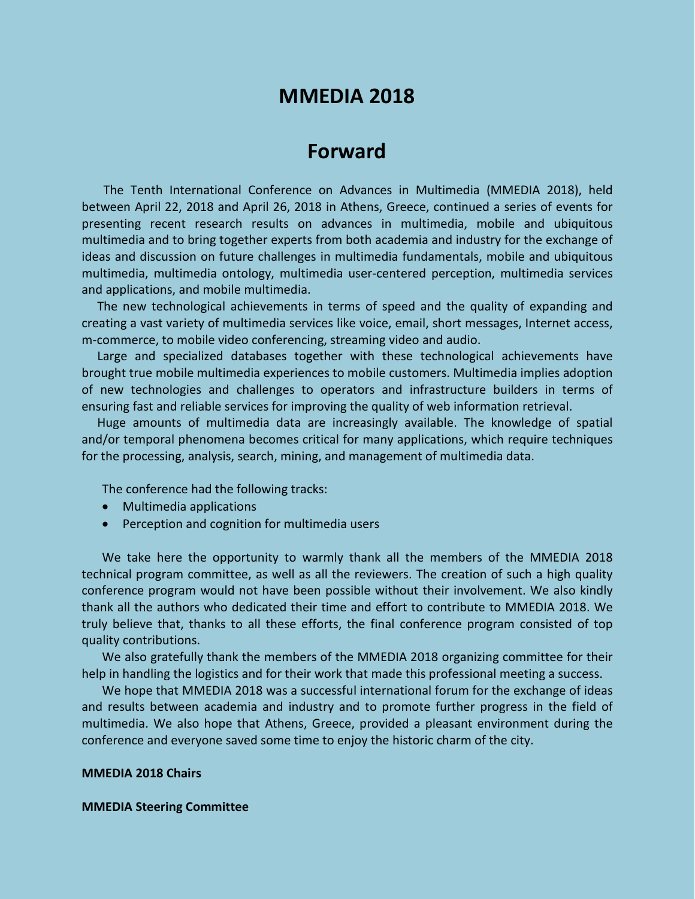# MMEDIA 2018

## Forward

The Tenth International Conference on Advances in Multimedia (MMEDIA 2018), held between April 22, 2018 and April 26, 2018 in Athens, Greece, continued a series of events for presenting recent research results on advances in multimedia, mobile and ubiquitous multimedia and to bring together experts from both academia and industry for the exchange of ideas and discussion on future challenges in multimedia fundamentals, mobile and ubiquitous multimedia, multimedia ontology, multimedia user-centered perception, multimedia services and applications, and mobile multimedia.

The new technological achievements in terms of speed and the quality of expanding and creating a vast variety of multimedia services like voice, email, short messages, Internet access, m-commerce, to mobile video conferencing, streaming video and audio.

Large and specialized databases together with these technological achievements have brought true mobile multimedia experiences to mobile customers. Multimedia implies adoption of new technologies and challenges to operators and infrastructure builders in terms of ensuring fast and reliable services for improving the quality of web information retrieval.

Huge amounts of multimedia data are increasingly available. The knowledge of spatial and/or temporal phenomena becomes critical for many applications, which require techniques for the processing, analysis, search, mining, and management of multimedia data.

The conference had the following tracks:

- Multimedia applications
- Perception and cognition for multimedia users

We take here the opportunity to warmly thank all the members of the MMEDIA 2018 technical program committee, as well as all the reviewers. The creation of such a high quality conference program would not have been possible without their involvement. We also kindly thank all the authors who dedicated their time and effort to contribute to MMEDIA 2018. We truly believe that, thanks to all these efforts, the final conference program consisted of top quality contributions.

We also gratefully thank the members of the MMEDIA 2018 organizing committee for their help in handling the logistics and for their work that made this professional meeting a success.

We hope that MMEDIA 2018 was a successful international forum for the exchange of ideas and results between academia and industry and to promote further progress in the field of multimedia. We also hope that Athens, Greece, provided a pleasant environment during the conference and everyone saved some time to enjoy the historic charm of the city.

**MMEDIA 2018 Chairs**

**MMEDIA Steering Committee**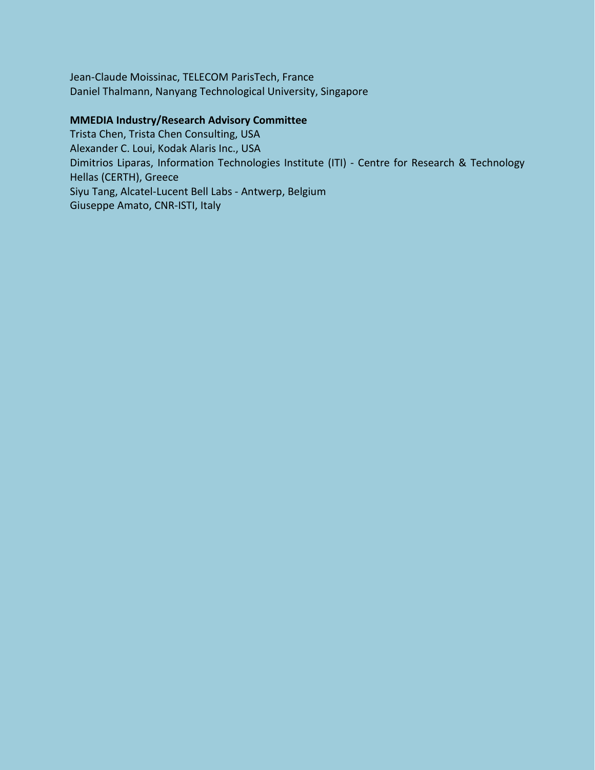Jean-Claude Moissinac, TELECOM ParisTech, France
Daniel Thalmann, Nanyang Technological University, Singapore

**MMEDIA Industry/Research Advisory Committee**

Trista Chen, Trista Chen Consulting, USA
Alexander C. Loui, Kodak Alaris Inc., USA
Dimitrios Liparas, Information Technologies Institute (ITI) - Centre for Research & Technology Hellas (CERTH), Greece
Siyu Tang, Alcatel-Lucent Bell Labs - Antwerp, Belgium
Giuseppe Amato, CNR-ISTI, Italy